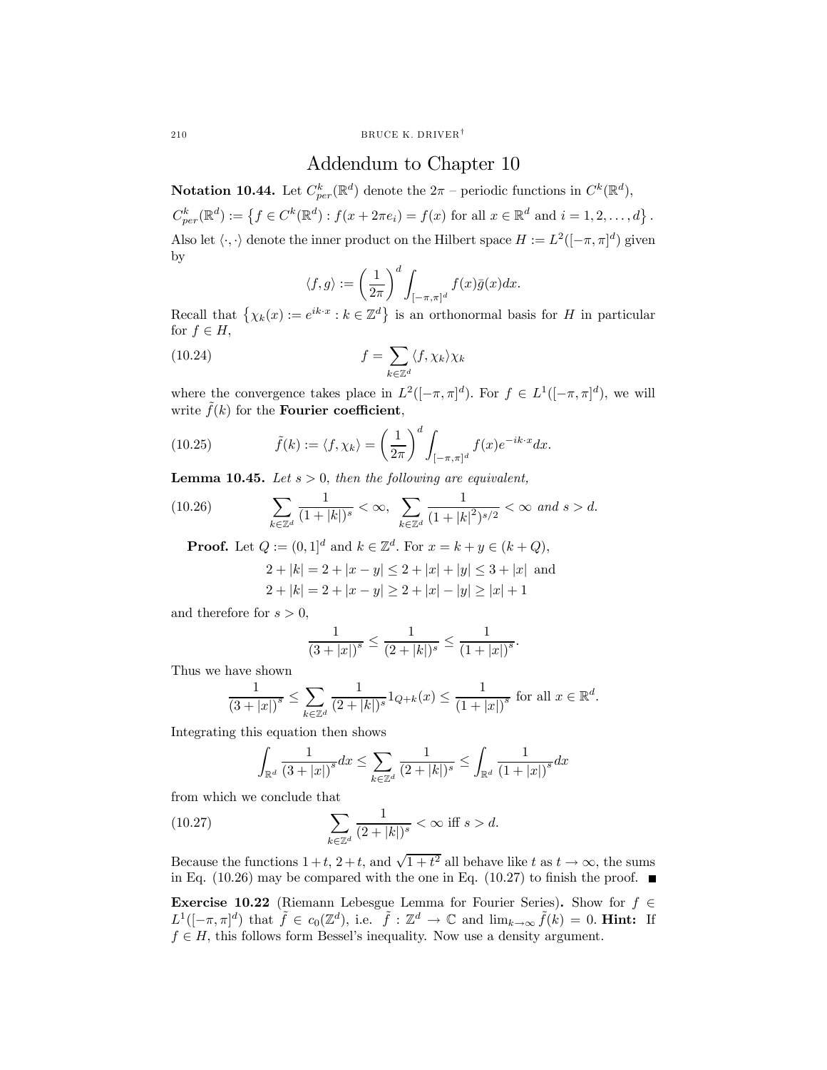# Addendum to Chapter 10

**Notation 10.44.** Let $C^k_{per}(\mathbb{R}^d)$ denote the $2\pi$ – periodic functions in $C^k(\mathbb{R}^d)$,

$$C^k_{per}(\mathbb{R}^d) := \left\{ f \in C^k(\mathbb{R}^d) : f(x + 2\pi e_i) = f(x) \text{ for all } x \in \mathbb{R}^d \text{ and } i = 1, 2, \ldots, d \right\}.$$

Also let $\langle \cdot, \cdot \rangle$ denote the inner product on the Hilbert space $H := L^2([-\pi, \pi]^d)$ given by

$$\langle f, g \rangle := \left( \frac{1}{2\pi} \right)^d \int_{[-\pi,\pi]^d} f(x) \bar{g}(x) dx.$$

Recall that $\left\{ \chi_k(x) := e^{ik \cdot x} : k \in \mathbb{Z}^d \right\}$ is an orthonormal basis for $H$ in particular for $f \in H$,

$$f = \sum_{k \in \mathbb{Z}^d} \langle f, \chi_k \rangle \chi_k \tag{10.24}$$

where the convergence takes place in $L^2([-\pi, \pi]^d)$. For $f \in L^1([-\pi, \pi]^d)$, we will write $\tilde{f}(k)$ for the **Fourier coefficient**,

$$\tilde{f}(k) := \langle f, \chi_k \rangle = \left( \frac{1}{2\pi} \right)^d \int_{[-\pi,\pi]^d} f(x) e^{-ik \cdot x} dx. \tag{10.25}$$

**Lemma 10.45.** *Let $s > 0$, then the following are equivalent,*

$$\sum_{k \in \mathbb{Z}^d} \frac{1}{(1 + |k|)^s} < \infty, \ \sum_{k \in \mathbb{Z}^d} \frac{1}{(1 + |k|^2)^{s/2}} < \infty \text{ and } s > d. \tag{10.26}$$

**Proof.** Let $Q := (0, 1]^d$ and $k \in \mathbb{Z}^d$. For $x = k + y \in (k + Q)$,

$$2 + |k| = 2 + |x - y| \leq 2 + |x| + |y| \leq 3 + |x| \text{ and}$$
$$2 + |k| = 2 + |x - y| \geq 2 + |x| - |y| \geq |x| + 1$$

and therefore for $s > 0$,

$$\frac{1}{(3 + |x|)^s} \leq \frac{1}{(2 + |k|)^s} \leq \frac{1}{(1 + |x|)^s}.$$

Thus we have shown

$$\frac{1}{(3 + |x|)^s} \leq \sum_{k \in \mathbb{Z}^d} \frac{1}{(2 + |k|)^s} 1_{Q+k}(x) \leq \frac{1}{(1 + |x|)^s} \text{ for all } x \in \mathbb{R}^d.$$

Integrating this equation then shows

$$\int_{\mathbb{R}^d} \frac{1}{(3 + |x|)^s} dx \leq \sum_{k \in \mathbb{Z}^d} \frac{1}{(2 + |k|)^s} \leq \int_{\mathbb{R}^d} \frac{1}{(1 + |x|)^s} dx$$

from which we conclude that

$$\sum_{k \in \mathbb{Z}^d} \frac{1}{(2 + |k|)^s} < \infty \text{ iff } s > d. \tag{10.27}$$

Because the functions $1 + t$, $2 + t$, and $\sqrt{1 + t^2}$ all behave like $t$ as $t \to \infty$, the sums in Eq. (10.26) may be compared with the one in Eq. (10.27) to finish the proof. ■

**Exercise 10.22** (Riemann Lebesgue Lemma for Fourier Series)**.** Show for $f \in L^1([-\pi, \pi]^d)$ that $\tilde{f} \in c_0(\mathbb{Z}^d)$, i.e. $\tilde{f} : \mathbb{Z}^d \to \mathbb{C}$ and $\lim_{k \to \infty} \tilde{f}(k) = 0$. **Hint:** If $f \in H$, this follows form Bessel's inequality. Now use a density argument.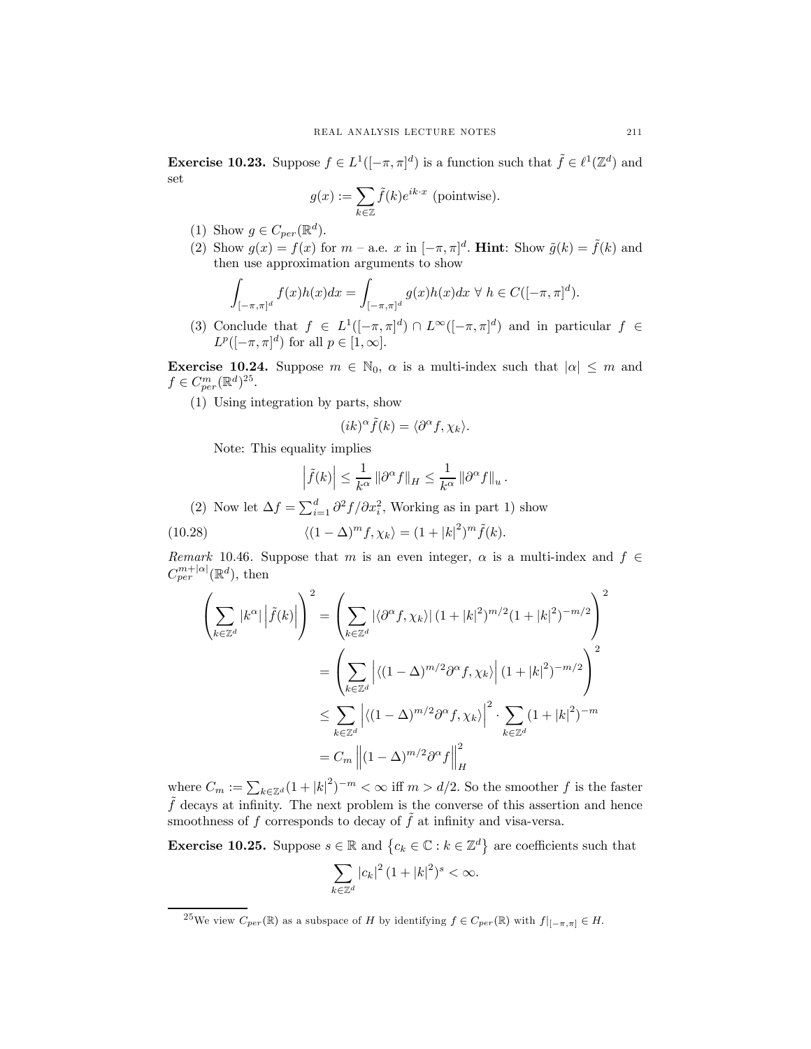**Exercise 10.23.** Suppose $f \in L^1([-\pi,\pi]^d)$ is a function such that $\tilde{f} \in \ell^1(\mathbb{Z}^d)$ and set

$$g(x) := \sum_{k\in\mathbb{Z}} \tilde{f}(k)e^{ik\cdot x} \text{ (pointwise).}$$

(1) Show $g \in C_{per}(\mathbb{R}^d)$.

(2) Show $g(x) = f(x)$ for $m$ – a.e. $x$ in $[-\pi,\pi]^d$. **Hint**: Show $\tilde{g}(k) = \tilde{f}(k)$ and then use approximation arguments to show

$$\int_{[-\pi,\pi]^d} f(x)h(x)dx = \int_{[-\pi,\pi]^d} g(x)h(x)dx \;\forall\; h \in C([-\pi,\pi]^d).$$

(3) Conclude that $f \in L^1([-\pi,\pi]^d) \cap L^\infty([-\pi,\pi]^d)$ and in particular $f \in L^p([-\pi,\pi]^d)$ for all $p \in [1,\infty]$.

**Exercise 10.24.** Suppose $m \in \mathbb{N}_0$, $\alpha$ is a multi-index such that $|\alpha| \leq m$ and $f \in C^m_{per}(\mathbb{R}^d)$[25].

(1) Using integration by parts, show

$$(ik)^\alpha \tilde{f}(k) = \langle \partial^\alpha f, \chi_k \rangle.$$

Note: This equality implies

$$\left|\tilde{f}(k)\right| \leq \frac{1}{k^\alpha}\left\|\partial^\alpha f\right\|_H \leq \frac{1}{k^\alpha}\left\|\partial^\alpha f\right\|_u.$$

(2) Now let $\Delta f = \sum_{i=1}^d \partial^2 f/\partial x_i^2$, Working as in part 1) show

$$\langle (1-\Delta)^m f, \chi_k \rangle = (1+|k|^2)^m \tilde{f}(k). \tag{10.28}$$

*Remark* 10.46. Suppose that $m$ is an even integer, $\alpha$ is a multi-index and $f \in C^{m+|\alpha|}_{per}(\mathbb{R}^d)$, then

$$\begin{aligned}
\left(\sum_{k\in\mathbb{Z}^d} |k^\alpha|\left|\tilde{f}(k)\right|\right)^2 &= \left(\sum_{k\in\mathbb{Z}^d} |\langle \partial^\alpha f, \chi_k\rangle|\,(1+|k|^2)^{m/2}(1+|k|^2)^{-m/2}\right)^2 \\
&= \left(\sum_{k\in\mathbb{Z}^d} \left|\langle (1-\Delta)^{m/2}\partial^\alpha f, \chi_k\rangle\right|(1+|k|^2)^{-m/2}\right)^2 \\
&\leq \sum_{k\in\mathbb{Z}^d} \left|\langle (1-\Delta)^{m/2}\partial^\alpha f, \chi_k\rangle\right|^2 \cdot \sum_{k\in\mathbb{Z}^d}(1+|k|^2)^{-m} \\
&= C_m \left\|(1-\Delta)^{m/2}\partial^\alpha f\right\|_H^2
\end{aligned}$$

where $C_m := \sum_{k\in\mathbb{Z}^d}(1+|k|^2)^{-m} < \infty$ iff $m > d/2$. So the smoother $f$ is the faster $\tilde{f}$ decays at infinity. The next problem is the converse of this assertion and hence smoothness of $f$ corresponds to decay of $\tilde{f}$ at infinity and visa-versa.

**Exercise 10.25.** Suppose $s \in \mathbb{R}$ and $\left\{c_k \in \mathbb{C} : k \in \mathbb{Z}^d\right\}$ are coefficients such that

$$\sum_{k\in\mathbb{Z}^d} |c_k|^2 (1+|k|^2)^s < \infty.$$

---

[25] We view $C_{per}(\mathbb{R})$ as a subspace of $H$ by identifying $f \in C_{per}(\mathbb{R})$ with $f|_{[-\pi,\pi]} \in H$.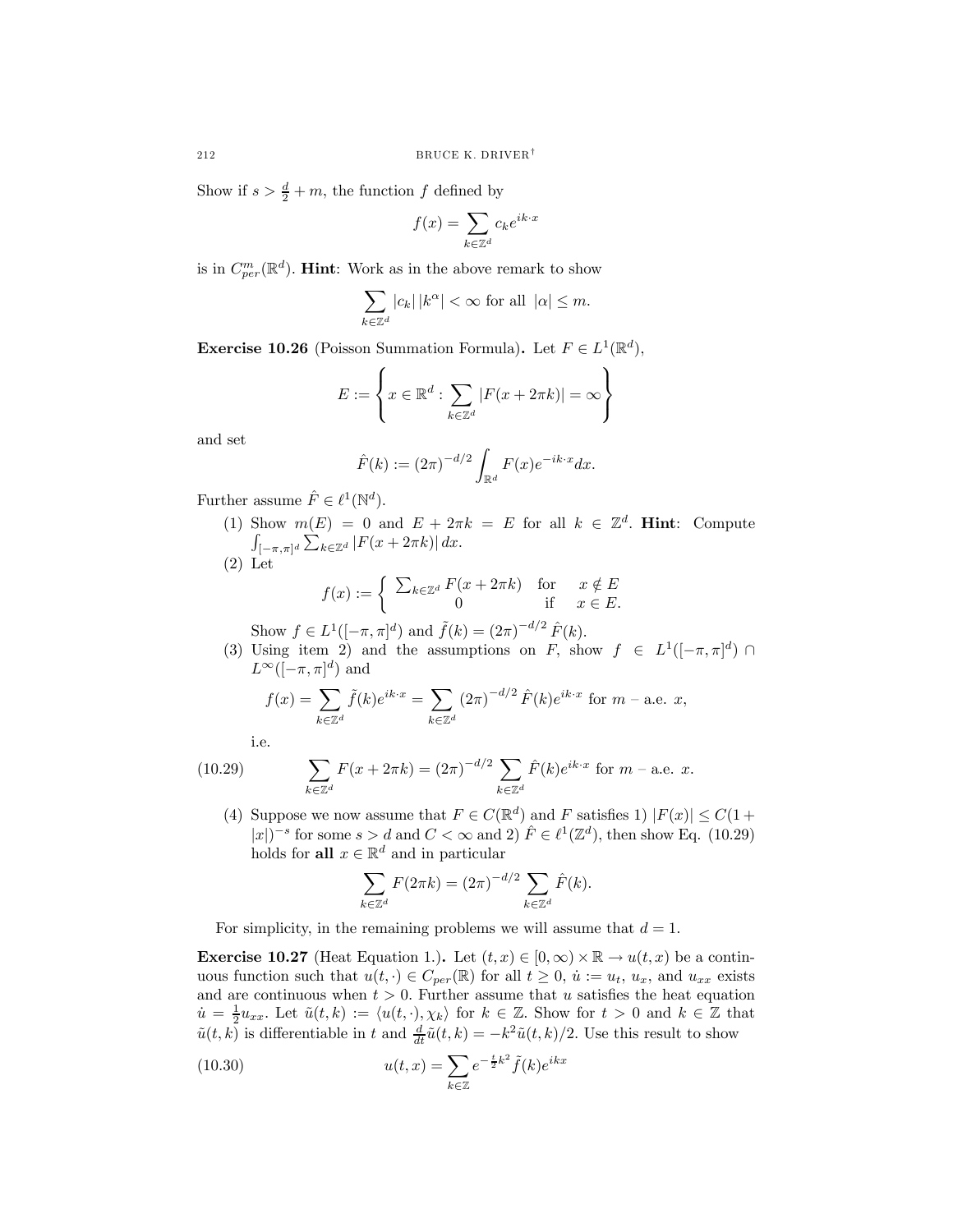Show if $s > \frac{d}{2} + m$, the function $f$ defined by

$$f(x) = \sum_{k \in \mathbb{Z}^d} c_k e^{ik \cdot x}$$

is in $C^m_{per}(\mathbb{R}^d)$. **Hint**: Work as in the above remark to show

$$\sum_{k \in \mathbb{Z}^d} |c_k| \, |k^\alpha| < \infty \text{ for all } |\alpha| \leq m.$$

**Exercise 10.26** (Poisson Summation Formula)**.** Let $F \in L^1(\mathbb{R}^d)$,

$$E := \left\{ x \in \mathbb{R}^d : \sum_{k \in \mathbb{Z}^d} |F(x + 2\pi k)| = \infty \right\}$$

and set

$$\hat{F}(k) := (2\pi)^{-d/2} \int_{\mathbb{R}^d} F(x) e^{-ik \cdot x} dx.$$

Further assume $\hat{F} \in \ell^1(\mathbb{N}^d)$.

(1) Show $m(E) = 0$ and $E + 2\pi k = E$ for all $k \in \mathbb{Z}^d$. **Hint**: Compute $\int_{[-\pi,\pi]^d} \sum_{k \in \mathbb{Z}^d} |F(x + 2\pi k)| \, dx$.

(2) Let

$$f(x) := \begin{cases} \sum_{k \in \mathbb{Z}^d} F(x + 2\pi k) & \text{for} \quad x \notin E \\ 0 & \text{if} \quad x \in E. \end{cases}$$

Show $f \in L^1([-\pi, \pi]^d)$ and $\tilde{f}(k) = (2\pi)^{-d/2} \hat{F}(k)$.

(3) Using item 2) and the assumptions on $F$, show $f \in L^1([-\pi,\pi]^d) \cap L^\infty([-\pi,\pi]^d)$ and

$$f(x) = \sum_{k \in \mathbb{Z}^d} \tilde{f}(k) e^{ik \cdot x} = \sum_{k \in \mathbb{Z}^d} (2\pi)^{-d/2} \hat{F}(k) e^{ik \cdot x} \text{ for } m \text{ – a.e. } x,$$

i.e.

$$\sum_{k \in \mathbb{Z}^d} F(x + 2\pi k) = (2\pi)^{-d/2} \sum_{k \in \mathbb{Z}^d} \hat{F}(k) e^{ik \cdot x} \text{ for } m \text{ – a.e. } x. \tag{10.29}$$

(4) Suppose we now assume that $F \in C(\mathbb{R}^d)$ and $F$ satisfies 1) $|F(x)| \leq C(1 + |x|)^{-s}$ for some $s > d$ and $C < \infty$ and 2) $\hat{F} \in \ell^1(\mathbb{Z}^d)$, then show Eq. (10.29) holds for **all** $x \in \mathbb{R}^d$ and in particular

$$\sum_{k \in \mathbb{Z}^d} F(2\pi k) = (2\pi)^{-d/2} \sum_{k \in \mathbb{Z}^d} \hat{F}(k).$$

For simplicity, in the remaining problems we will assume that $d = 1$.

**Exercise 10.27** (Heat Equation 1.)**.** Let $(t,x) \in [0,\infty) \times \mathbb{R} \to u(t,x)$ be a continuous function such that $u(t,\cdot) \in C_{per}(\mathbb{R})$ for all $t \geq 0$, $\dot{u} := u_t$, $u_x$, and $u_{xx}$ exists and are continuous when $t > 0$. Further assume that $u$ satisfies the heat equation $\dot{u} = \frac{1}{2} u_{xx}$. Let $\tilde{u}(t,k) := \langle u(t,\cdot), \chi_k \rangle$ for $k \in \mathbb{Z}$. Show for $t > 0$ and $k \in \mathbb{Z}$ that $\tilde{u}(t,k)$ is differentiable in $t$ and $\frac{d}{dt}\tilde{u}(t,k) = -k^2 \tilde{u}(t,k)/2$. Use this result to show

$$u(t,x) = \sum_{k \in \mathbb{Z}} e^{-\frac{t}{2}k^2} \tilde{f}(k) e^{ikx} \tag{10.30}$$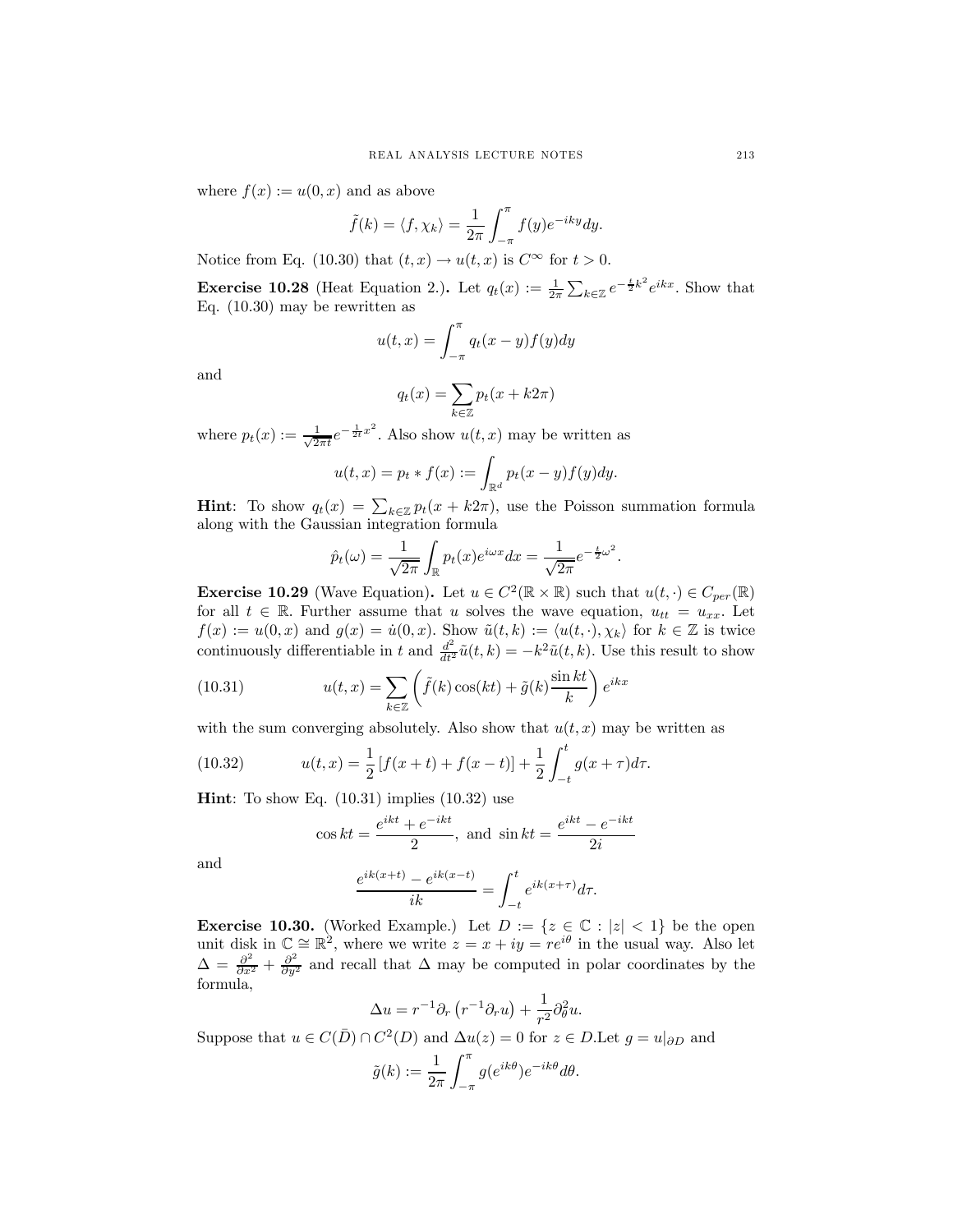where $f(x) := u(0, x)$ and as above

$$\tilde{f}(k) = \langle f, \chi_k \rangle = \frac{1}{2\pi} \int_{-\pi}^{\pi} f(y) e^{-iky} dy.$$

Notice from Eq. (10.30) that $(t, x) \to u(t, x)$ is $C^\infty$ for $t > 0$.

**Exercise 10.28** (Heat Equation 2.)**.** Let $q_t(x) := \frac{1}{2\pi} \sum_{k \in \mathbb{Z}} e^{-\frac{t}{2}k^2} e^{ikx}$. Show that Eq. (10.30) may be rewritten as

$$u(t, x) = \int_{-\pi}^{\pi} q_t(x - y) f(y) dy$$

and

$$q_t(x) = \sum_{k \in \mathbb{Z}} p_t(x + k2\pi)$$

where $p_t(x) := \frac{1}{\sqrt{2\pi t}} e^{-\frac{1}{2t}x^2}$. Also show $u(t, x)$ may be written as

$$u(t, x) = p_t * f(x) := \int_{\mathbb{R}^d} p_t(x - y) f(y) dy.$$

**Hint**: To show $q_t(x) = \sum_{k \in \mathbb{Z}} p_t(x + k2\pi)$, use the Poisson summation formula along with the Gaussian integration formula

$$\hat{p}_t(\omega) = \frac{1}{\sqrt{2\pi}} \int_{\mathbb{R}} p_t(x) e^{i\omega x} dx = \frac{1}{\sqrt{2\pi}} e^{-\frac{t}{2}\omega^2}.$$

**Exercise 10.29** (Wave Equation)**.** Let $u \in C^2(\mathbb{R} \times \mathbb{R})$ such that $u(t, \cdot) \in C_{per}(\mathbb{R})$ for all $t \in \mathbb{R}$. Further assume that $u$ solves the wave equation, $u_{tt} = u_{xx}$. Let $f(x) := u(0, x)$ and $g(x) = \dot{u}(0, x)$. Show $\tilde{u}(t, k) := \langle u(t, \cdot), \chi_k \rangle$ for $k \in \mathbb{Z}$ is twice continuously differentiable in $t$ and $\frac{d^2}{dt^2}\tilde{u}(t, k) = -k^2 \tilde{u}(t, k)$. Use this result to show

$$u(t, x) = \sum_{k \in \mathbb{Z}} \left( \tilde{f}(k) \cos(kt) + \tilde{g}(k) \frac{\sin kt}{k} \right) e^{ikx} \tag{10.31}$$

with the sum converging absolutely. Also show that $u(t, x)$ may be written as

$$u(t, x) = \frac{1}{2} \left[ f(x + t) + f(x - t) \right] + \frac{1}{2} \int_{-t}^{t} g(x + \tau) d\tau. \tag{10.32}$$

**Hint**: To show Eq. (10.31) implies (10.32) use

$$\cos kt = \frac{e^{ikt} + e^{-ikt}}{2}, \text{ and } \sin kt = \frac{e^{ikt} - e^{-ikt}}{2i}$$

and

$$\frac{e^{ik(x+t)} - e^{ik(x-t)}}{ik} = \int_{-t}^{t} e^{ik(x+\tau)} d\tau.$$

**Exercise 10.30.** (Worked Example.) Let $D := \{z \in \mathbb{C} : |z| < 1\}$ be the open unit disk in $\mathbb{C} \cong \mathbb{R}^2$, where we write $z = x + iy = re^{i\theta}$ in the usual way. Also let $\Delta = \frac{\partial^2}{\partial x^2} + \frac{\partial^2}{\partial y^2}$ and recall that $\Delta$ may be computed in polar coordinates by the formula,

$$\Delta u = r^{-1} \partial_r \left( r^{-1} \partial_r u \right) + \frac{1}{r^2} \partial_\theta^2 u.$$

Suppose that $u \in C(\bar{D}) \cap C^2(D)$ and $\Delta u(z) = 0$ for $z \in D$.Let $g = u|_{\partial D}$ and

$$\tilde{g}(k) := \frac{1}{2\pi} \int_{-\pi}^{\pi} g(e^{ik\theta}) e^{-ik\theta} d\theta.$$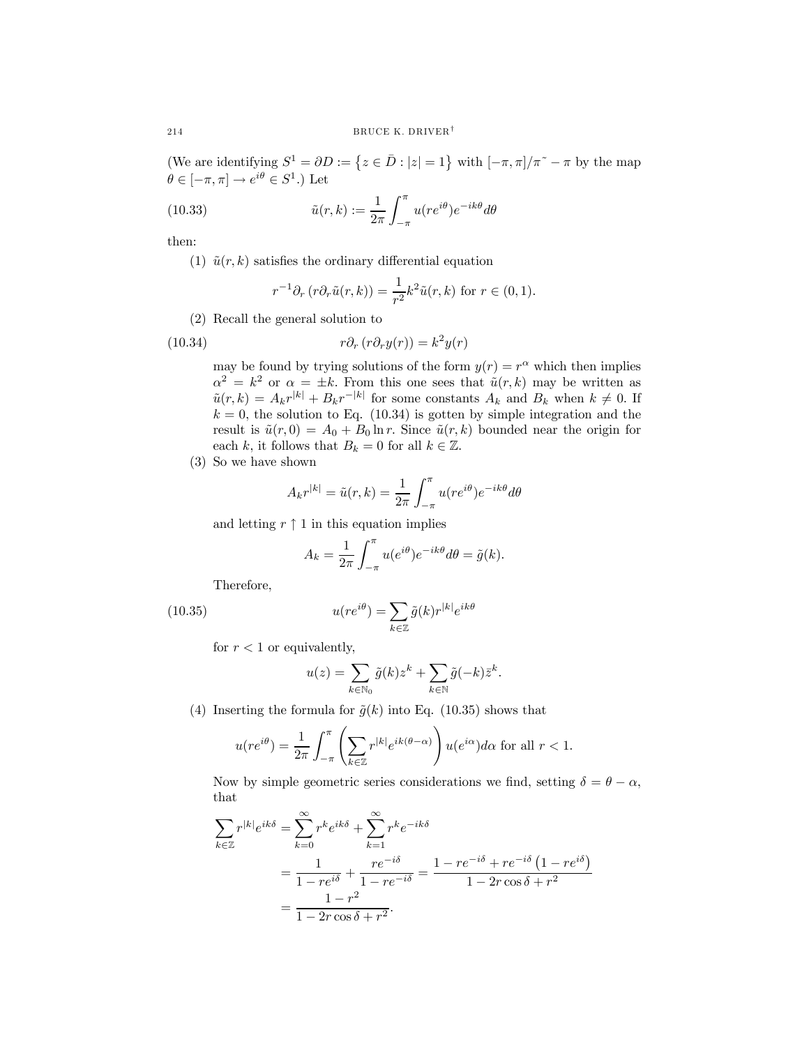(We are identifying $S^1 = \partial D := \{z \in \bar{D} : |z| = 1\}$ with $[-\pi, \pi]/\pi \tilde{} -\pi$ by the map $\theta \in [-\pi, \pi] \to e^{i\theta} \in S^1$.) Let

$$\tilde{u}(r,k) := \frac{1}{2\pi} \int_{-\pi}^{\pi} u(re^{i\theta}) e^{-ik\theta} d\theta \tag{10.33}$$

then:

1. $\tilde{u}(r,k)$ satisfies the ordinary differential equation
$$r^{-1}\partial_r \left(r\partial_r \tilde{u}(r,k)\right) = \frac{1}{r^2} k^2 \tilde{u}(r,k) \text{ for } r \in (0,1).$$

2. Recall the general solution to
$$r\partial_r \left(r\partial_r y(r)\right) = k^2 y(r) \tag{10.34}$$
may be found by trying solutions of the form $y(r) = r^\alpha$ which then implies $\alpha^2 = k^2$ or $\alpha = \pm k$. From this one sees that $\tilde{u}(r,k)$ may be written as $\tilde{u}(r,k) = A_k r^{|k|} + B_k r^{-|k|}$ for some constants $A_k$ and $B_k$ when $k \neq 0$. If $k = 0$, the solution to Eq. (10.34) is gotten by simple integration and the result is $\tilde{u}(r,0) = A_0 + B_0 \ln r$. Since $\tilde{u}(r,k)$ bounded near the origin for each $k$, it follows that $B_k = 0$ for all $k \in \mathbb{Z}$.

3. So we have shown
$$A_k r^{|k|} = \tilde{u}(r,k) = \frac{1}{2\pi} \int_{-\pi}^{\pi} u(re^{i\theta}) e^{-ik\theta} d\theta$$
and letting $r \uparrow 1$ in this equation implies
$$A_k = \frac{1}{2\pi} \int_{-\pi}^{\pi} u(e^{i\theta}) e^{-ik\theta} d\theta = \tilde{g}(k).$$
Therefore,
$$u(re^{i\theta}) = \sum_{k\in\mathbb{Z}} \tilde{g}(k) r^{|k|} e^{ik\theta} \tag{10.35}$$
for $r < 1$ or equivalently,
$$u(z) = \sum_{k\in\mathbb{N}_0} \tilde{g}(k) z^k + \sum_{k\in\mathbb{N}} \tilde{g}(-k) \bar{z}^k.$$

4. Inserting the formula for $\tilde{g}(k)$ into Eq. (10.35) shows that
$$u(re^{i\theta}) = \frac{1}{2\pi} \int_{-\pi}^{\pi} \left( \sum_{k\in\mathbb{Z}} r^{|k|} e^{ik(\theta-\alpha)} \right) u(e^{i\alpha}) d\alpha \text{ for all } r < 1.$$
Now by simple geometric series considerations we find, setting $\delta = \theta - \alpha$, that
$$\begin{aligned}
\sum_{k\in\mathbb{Z}} r^{|k|} e^{ik\delta} &= \sum_{k=0}^{\infty} r^k e^{ik\delta} + \sum_{k=1}^{\infty} r^k e^{-ik\delta} \\
&= \frac{1}{1 - re^{i\delta}} + \frac{re^{-i\delta}}{1 - re^{-i\delta}} = \frac{1 - re^{-i\delta} + re^{-i\delta}\left(1 - re^{i\delta}\right)}{1 - 2r\cos\delta + r^2} \\
&= \frac{1 - r^2}{1 - 2r\cos\delta + r^2}.
\end{aligned}$$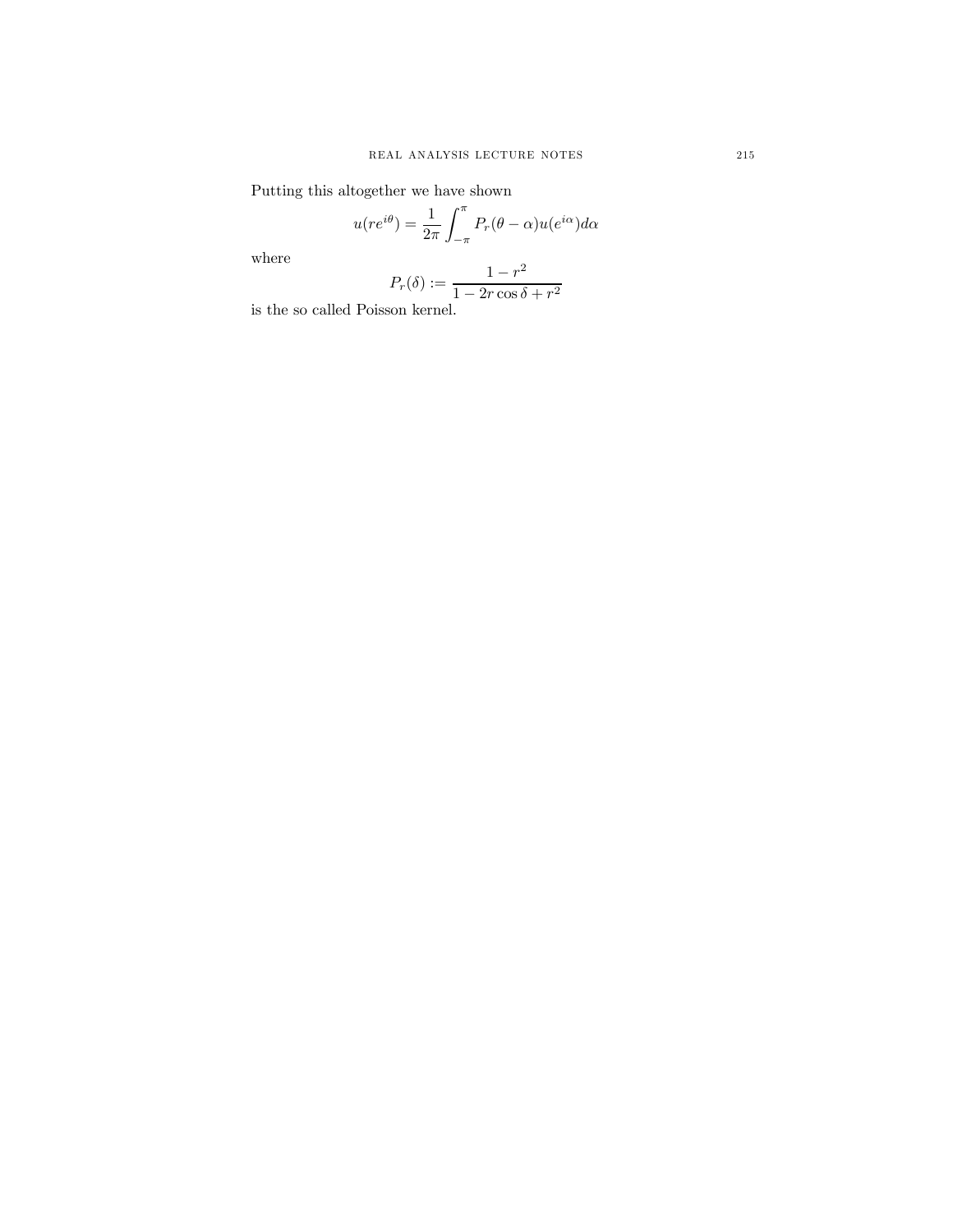Putting this altogether we have shown

$$u(re^{i\theta}) = \frac{1}{2\pi} \int_{-\pi}^{\pi} P_r(\theta - \alpha) u(e^{i\alpha}) d\alpha$$

where

$$P_r(\delta) := \frac{1 - r^2}{1 - 2r\cos\delta + r^2}$$

is the so called Poisson kernel.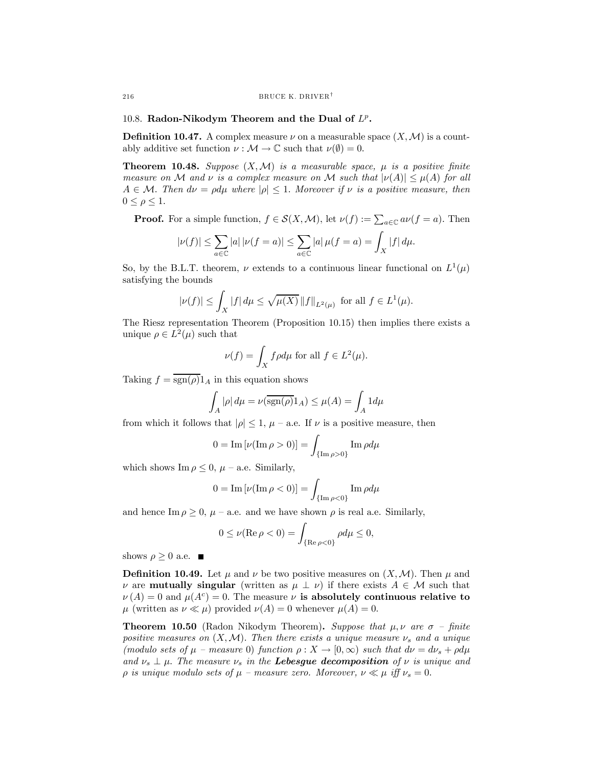## 10.8. Radon-Nikodym Theorem and the Dual of $L^p$.

**Definition 10.47.** A complex measure $\nu$ on a measurable space $(X, \mathcal{M})$ is a countably additive set function $\nu : \mathcal{M} \to \mathbb{C}$ such that $\nu(\emptyset) = 0$.

**Theorem 10.48.** *Suppose $(X, \mathcal{M})$ is a measurable space, $\mu$ is a positive finite measure on $\mathcal{M}$ and $\nu$ is a complex measure on $\mathcal{M}$ such that $|\nu(A)| \leq \mu(A)$ for all $A \in \mathcal{M}$. Then $d\nu = \rho d\mu$ where $|\rho| \leq 1$. Moreover if $\nu$ is a positive measure, then $0 \leq \rho \leq 1$.*

**Proof.** For a simple function, $f \in \mathcal{S}(X, \mathcal{M})$, let $\nu(f) := \sum_{a \in \mathbb{C}} a\nu(f = a)$. Then

$$|\nu(f)| \leq \sum_{a \in \mathbb{C}} |a| \, |\nu(f = a)| \leq \sum_{a \in \mathbb{C}} |a| \, \mu(f = a) = \int_X |f| \, d\mu.$$

So, by the B.L.T. theorem, $\nu$ extends to a continuous linear functional on $L^1(\mu)$ satisfying the bounds

$$|\nu(f)| \leq \int_X |f| \, d\mu \leq \sqrt{\mu(X)} \, \|f\|_{L^2(\mu)} \text{ for all } f \in L^1(\mu).$$

The Riesz representation Theorem (Proposition 10.15) then implies there exists a unique $\rho \in L^2(\mu)$ such that

$$\nu(f) = \int_X f\rho d\mu \text{ for all } f \in L^2(\mu).$$

Taking $f = \overline{\operatorname{sgn}(\rho)} 1_A$ in this equation shows

$$\int_A |\rho| \, d\mu = \nu(\overline{\operatorname{sgn}(\rho)} 1_A) \leq \mu(A) = \int_A 1 d\mu$$

from which it follows that $|\rho| \leq 1$, $\mu$ – a.e. If $\nu$ is a positive measure, then

$$0 = \operatorname{Im} [\nu(\operatorname{Im} \rho > 0)] = \int_{\{\operatorname{Im} \rho > 0\}} \operatorname{Im} \rho d\mu$$

which shows $\operatorname{Im} \rho \leq 0$, $\mu$ – a.e. Similarly,

$$0 = \operatorname{Im} [\nu(\operatorname{Im} \rho < 0)] = \int_{\{\operatorname{Im} \rho < 0\}} \operatorname{Im} \rho d\mu$$

and hence $\operatorname{Im} \rho \geq 0$, $\mu$ – a.e. and we have shown $\rho$ is real a.e. Similarly,

$$0 \leq \nu(\operatorname{Re} \rho < 0) = \int_{\{\operatorname{Re} \rho < 0\}} \rho d\mu \leq 0,$$

shows $\rho \geq 0$ a.e. ■

**Definition 10.49.** Let $\mu$ and $\nu$ be two positive measures on $(X, \mathcal{M})$. Then $\mu$ and $\nu$ are **mutually singular** (written as $\mu \perp \nu$) if there exists $A \in \mathcal{M}$ such that $\nu(A) = 0$ and $\mu(A^c) = 0$. The measure $\nu$ **is absolutely continuous relative to** $\mu$ (written as $\nu \ll \mu$) provided $\nu(A) = 0$ whenever $\mu(A) = 0$.

**Theorem 10.50** (Radon Nikodym Theorem)**.** *Suppose that $\mu, \nu$ are $\sigma$ – finite positive measures on $(X, \mathcal{M})$. Then there exists a unique measure $\nu_s$ and a unique (modulo sets of $\mu$ – measure 0) function $\rho : X \to [0, \infty)$ such that $d\nu = d\nu_s + \rho d\mu$ and $\nu_s \perp \mu$. The measure $\nu_s$ in the **Lebesgue decomposition** of $\nu$ is unique and $\rho$ is unique modulo sets of $\mu$ – measure zero. Moreover, $\nu \ll \mu$ iff $\nu_s = 0$.*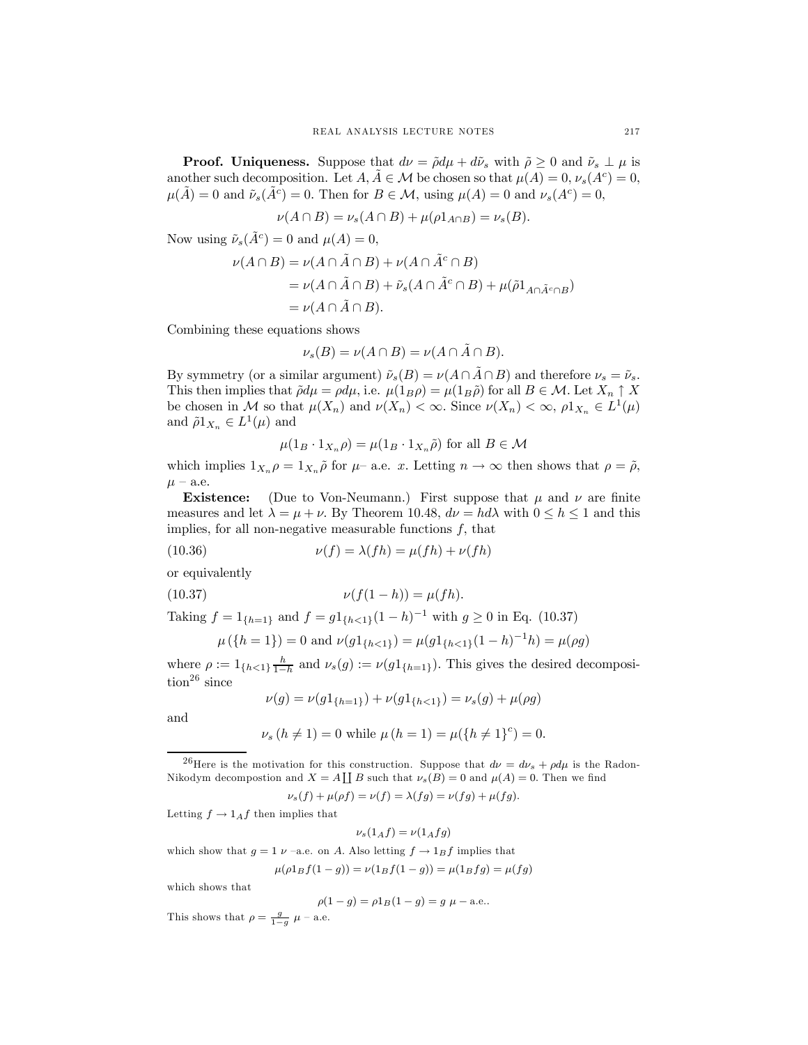**Proof. Uniqueness.** Suppose that $d\nu = \tilde{\rho} d\mu + d\tilde{\nu}_s$ with $\tilde{\rho} \geq 0$ and $\tilde{\nu}_s \perp \mu$ is another such decomposition. Let $A, \tilde{A} \in \mathcal{M}$ be chosen so that $\mu(A) = 0$, $\nu_s(A^c) = 0$, $\mu(\tilde{A}) = 0$ and $\tilde{\nu}_s(\tilde{A}^c) = 0$. Then for $B \in \mathcal{M}$, using $\mu(A) = 0$ and $\nu_s(A^c) = 0$,

$$\nu(A \cap B) = \nu_s(A \cap B) + \mu(\rho 1_{A \cap B}) = \nu_s(B).$$

Now using $\tilde{\nu}_s(\tilde{A}^c) = 0$ and $\mu(A) = 0$,

$$\begin{aligned}
\nu(A \cap B) &= \nu(A \cap \tilde{A} \cap B) + \nu(A \cap \tilde{A}^c \cap B) \\
&= \nu(A \cap \tilde{A} \cap B) + \tilde{\nu}_s(A \cap \tilde{A}^c \cap B) + \mu(\tilde{\rho} 1_{A \cap \tilde{A}^c \cap B}) \\
&= \nu(A \cap \tilde{A} \cap B).
\end{aligned}$$

Combining these equations shows

$$\nu_s(B) = \nu(A \cap B) = \nu(A \cap \tilde{A} \cap B).$$

By symmetry (or a similar argument) $\tilde{\nu}_s(B) = \nu(A \cap \tilde{A} \cap B)$ and therefore $\nu_s = \tilde{\nu}_s$. This then implies that $\tilde{\rho} d\mu = \rho d\mu$, i.e. $\mu(1_B \rho) = \mu(1_B \tilde{\rho})$ for all $B \in \mathcal{M}$. Let $X_n \uparrow X$ be chosen in $\mathcal{M}$ so that $\mu(X_n)$ and $\nu(X_n) < \infty$. Since $\nu(X_n) < \infty$, $\rho 1_{X_n} \in L^1(\mu)$ and $\tilde{\rho} 1_{X_n} \in L^1(\mu)$ and

$$\mu(1_B \cdot 1_{X_n} \rho) = \mu(1_B \cdot 1_{X_n} \tilde{\rho}) \text{ for all } B \in \mathcal{M}$$

which implies $1_{X_n} \rho = 1_{X_n} \tilde{\rho}$ for $\mu$– a.e. $x$. Letting $n \to \infty$ then shows that $\rho = \tilde{\rho}$, $\mu$ – a.e.

**Existence:** (Due to Von-Neumann.) First suppose that $\mu$ and $\nu$ are finite measures and let $\lambda = \mu + \nu$. By Theorem 10.48, $d\nu = h d\lambda$ with $0 \leq h \leq 1$ and this implies, for all non-negative measurable functions $f$, that

$$\nu(f) = \lambda(fh) = \mu(fh) + \nu(fh) \tag{10.36}$$

or equivalently

$$\nu(f(1-h)) = \mu(fh). \tag{10.37}$$

Taking $f = 1_{\{h=1\}}$ and $f = g 1_{\{h<1\}}(1-h)^{-1}$ with $g \geq 0$ in Eq. (10.37)

$$\mu(\{h = 1\}) = 0 \text{ and } \nu(g 1_{\{h<1\}}) = \mu(g 1_{\{h<1\}}(1-h)^{-1} h) = \mu(\rho g)$$

where $\rho := 1_{\{h<1\}} \frac{h}{1-h}$ and $\nu_s(g) := \nu(g 1_{\{h=1\}})$. This gives the desired decomposition[26] since

$$\nu(g) = \nu(g 1_{\{h=1\}}) + \nu(g 1_{\{h<1\}}) = \nu_s(g) + \mu(\rho g)$$

and

$$\nu_s(h \neq 1) = 0 \text{ while } \mu(h = 1) = \mu(\{h \neq 1\}^c) = 0.$$

---

[26] Here is the motivation for this construction. Suppose that $d\nu = d\nu_s + \rho d\mu$ is the Radon-Nikodym decompostion and $X = A \coprod B$ such that $\nu_s(B) = 0$ and $\mu(A) = 0$. Then we find

$$\nu_s(f) + \mu(\rho f) = \nu(f) = \lambda(fg) = \nu(fg) + \mu(fg).$$

Letting $f \to 1_A f$ then implies that

$$\nu_s(1_A f) = \nu(1_A f g)$$

which show that $g = 1$ $\nu$ –a.e. on $A$. Also letting $f \to 1_B f$ implies that

$$\mu(\rho 1_B f(1-g)) = \nu(1_B f(1-g)) = \mu(1_B f g) = \mu(fg)$$

which shows that

$$\rho(1-g) = \rho 1_B (1-g) = g \ \mu - \text{a.e.}.$$

This shows that $\rho = \frac{g}{1-g}$ $\mu$ – a.e.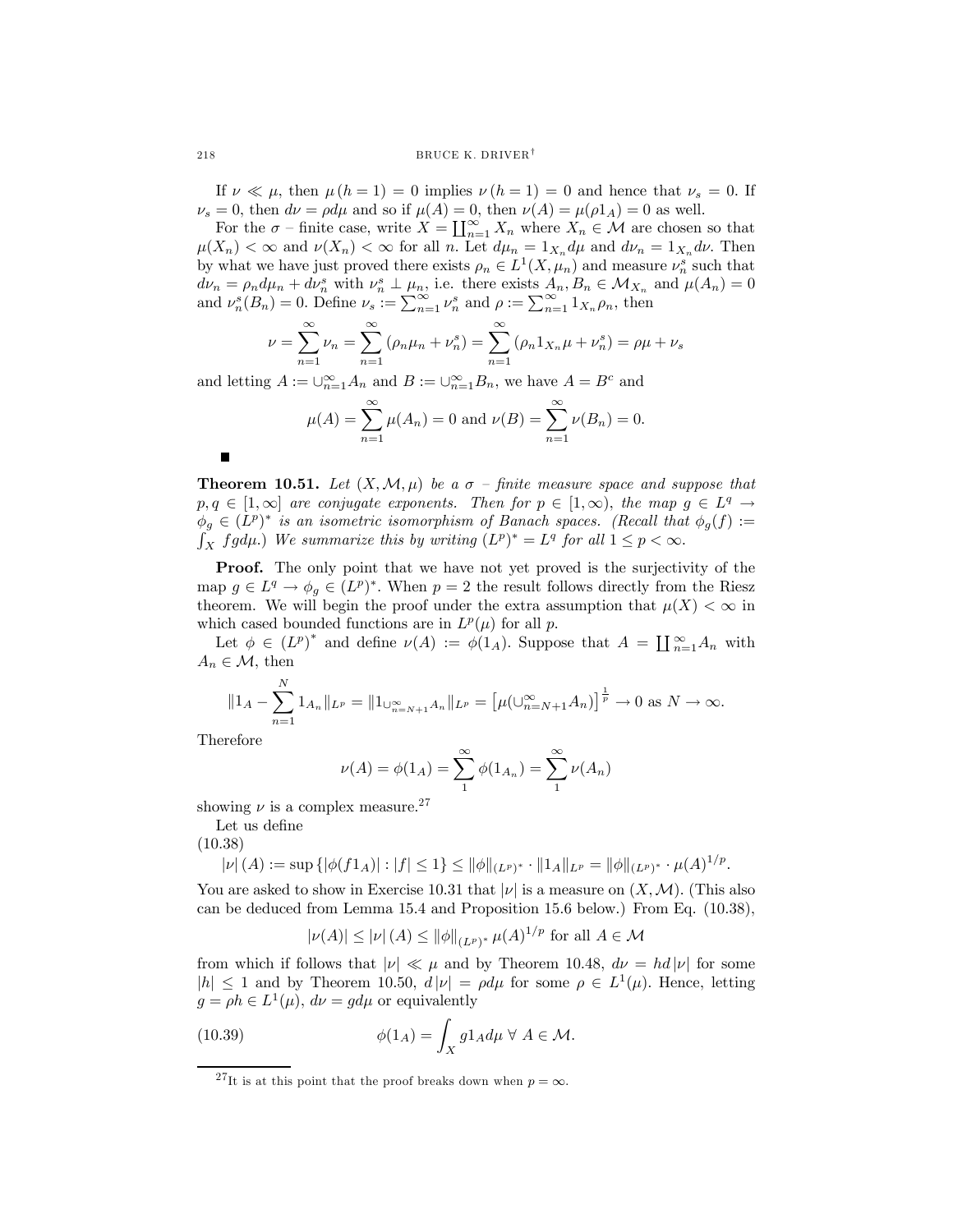If $\nu \ll \mu$, then $\mu(h=1) = 0$ implies $\nu(h=1) = 0$ and hence that $\nu_s = 0$. If $\nu_s = 0$, then $d\nu = \rho d\mu$ and so if $\mu(A) = 0$, then $\nu(A) = \mu(\rho 1_A) = 0$ as well.

For the $\sigma$ – finite case, write $X = \coprod_{n=1}^{\infty} X_n$ where $X_n \in \mathcal{M}$ are chosen so that $\mu(X_n) < \infty$ and $\nu(X_n) < \infty$ for all $n$. Let $d\mu_n = 1_{X_n} d\mu$ and $d\nu_n = 1_{X_n} d\nu$. Then by what we have just proved there exists $\rho_n \in L^1(X, \mu_n)$ and measure $\nu_n^s$ such that $d\nu_n = \rho_n d\mu_n + d\nu_n^s$ with $\nu_n^s \perp \mu_n$, i.e. there exists $A_n, B_n \in \mathcal{M}_{X_n}$ and $\mu(A_n) = 0$ and $\nu_n^s(B_n) = 0$. Define $\nu_s := \sum_{n=1}^{\infty} \nu_n^s$ and $\rho := \sum_{n=1}^{\infty} 1_{X_n} \rho_n$, then

$$\nu = \sum_{n=1}^{\infty} \nu_n = \sum_{n=1}^{\infty} (\rho_n \mu_n + \nu_n^s) = \sum_{n=1}^{\infty} (\rho_n 1_{X_n} \mu + \nu_n^s) = \rho\mu + \nu_s$$

and letting $A := \cup_{n=1}^{\infty} A_n$ and $B := \cup_{n=1}^{\infty} B_n$, we have $A = B^c$ and

$$\mu(A) = \sum_{n=1}^{\infty} \mu(A_n) = 0 \text{ and } \nu(B) = \sum_{n=1}^{\infty} \nu(B_n) = 0.$$

■

**Theorem 10.51.** *Let $(X, \mathcal{M}, \mu)$ be a $\sigma$ – finite measure space and suppose that $p, q \in [1, \infty]$ are conjugate exponents. Then for $p \in [1, \infty)$, the map $g \in L^q \to \phi_g \in (L^p)^*$ is an isometric isomorphism of Banach spaces. (Recall that $\phi_g(f) := \int_X fg d\mu$.) We summarize this by writing $(L^p)^* = L^q$ for all $1 \leq p < \infty$.*

**Proof.** The only point that we have not yet proved is the surjectivity of the map $g \in L^q \to \phi_g \in (L^p)^*$. When $p = 2$ the result follows directly from the Riesz theorem. We will begin the proof under the extra assumption that $\mu(X) < \infty$ in which cased bounded functions are in $L^p(\mu)$ for all $p$.

Let $\phi \in (L^p)^*$ and define $\nu(A) := \phi(1_A)$. Suppose that $A = \coprod_{n=1}^{\infty} A_n$ with $A_n \in \mathcal{M}$, then

$$\|1_A - \sum_{n=1}^{N} 1_{A_n}\|_{L^p} = \|1_{\cup_{n=N+1}^{\infty} A_n}\|_{L^p} = \left[\mu(\cup_{n=N+1}^{\infty} A_n)\right]^{\frac{1}{p}} \to 0 \text{ as } N \to \infty.$$

Therefore

$$\nu(A) = \phi(1_A) = \sum_{1}^{\infty} \phi(1_{A_n}) = \sum_{1}^{\infty} \nu(A_n)$$

showing $\nu$ is a complex measure.[27]

Let us define

(10.38)

$$|\nu|(A) := \sup\{|\phi(f 1_A)| : |f| \leq 1\} \leq \|\phi\|_{(L^p)^*} \cdot \|1_A\|_{L^p} = \|\phi\|_{(L^p)^*} \cdot \mu(A)^{1/p}.$$

You are asked to show in Exercise 10.31 that $|\nu|$ is a measure on $(X, \mathcal{M})$. (This also can be deduced from Lemma 15.4 and Proposition 15.6 below.) From Eq. (10.38),

$$|\nu(A)| \leq |\nu|(A) \leq \|\phi\|_{(L^p)^*} \mu(A)^{1/p} \text{ for all } A \in \mathcal{M}$$

from which if follows that $|\nu| \ll \mu$ and by Theorem 10.48, $d\nu = h d|\nu|$ for some $|h| \leq 1$ and by Theorem 10.50, $d|\nu| = \rho d\mu$ for some $\rho \in L^1(\mu)$. Hence, letting $g = \rho h \in L^1(\mu)$, $d\nu = g d\mu$ or equivalently

$$\phi(1_A) = \int_X g 1_A d\mu \;\forall\; A \in \mathcal{M}. \tag{10.39}$$

---

[27] It is at this point that the proof breaks down when $p = \infty$.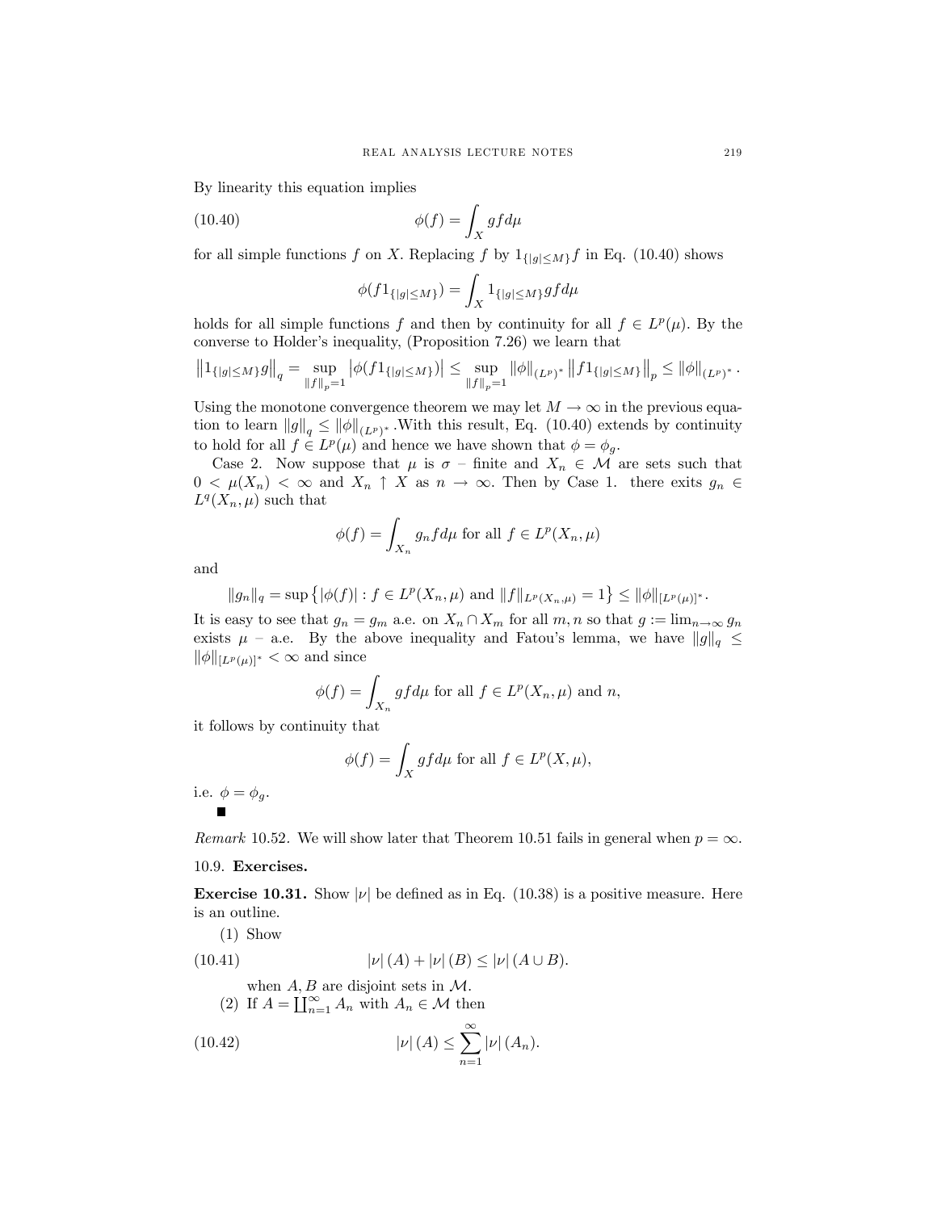By linearity this equation implies

$$\phi(f) = \int_X gf d\mu \tag{10.40}$$

for all simple functions $f$ on $X$. Replacing $f$ by $1_{\{|g|\leq M\}}f$ in Eq. (10.40) shows

$$\phi(f1_{\{|g|\leq M\}}) = \int_X 1_{\{|g|\leq M\}} gf d\mu$$

holds for all simple functions $f$ and then by continuity for all $f \in L^p(\mu)$. By the converse to Holder's inequality, (Proposition 7.26) we learn that

$$\left\|1_{\{|g|\leq M\}}g\right\|_q = \sup_{\|f\|_p=1} \left|\phi(f1_{\{|g|\leq M\}})\right| \leq \sup_{\|f\|_p=1} \|\phi\|_{(L^p)^*} \left\|f1_{\{|g|\leq M\}}\right\|_p \leq \|\phi\|_{(L^p)^*}.$$

Using the monotone convergence theorem we may let $M \to \infty$ in the previous equation to learn $\|g\|_q \leq \|\phi\|_{(L^p)^*}$ .With this result, Eq. (10.40) extends by continuity to hold for all $f \in L^p(\mu)$ and hence we have shown that $\phi = \phi_g$.

Case 2. Now suppose that $\mu$ is $\sigma$ – finite and $X_n \in \mathcal{M}$ are sets such that $0 < \mu(X_n) < \infty$ and $X_n \uparrow X$ as $n \to \infty$. Then by Case 1. there exits $g_n \in L^q(X_n, \mu)$ such that

$$\phi(f) = \int_{X_n} g_n f d\mu \text{ for all } f \in L^p(X_n, \mu)$$

and

$$\|g_n\|_q = \sup\left\{|\phi(f)| : f \in L^p(X_n, \mu) \text{ and } \|f\|_{L^p(X_n,\mu)} = 1\right\} \leq \|\phi\|_{[L^p(\mu)]^*}.$$

It is easy to see that $g_n = g_m$ a.e. on $X_n \cap X_m$ for all $m, n$ so that $g := \lim_{n\to\infty} g_n$ exists $\mu$ – a.e. By the above inequality and Fatou's lemma, we have $\|g\|_q \leq \|\phi\|_{[L^p(\mu)]^*} < \infty$ and since

$$\phi(f) = \int_{X_n} gf d\mu \text{ for all } f \in L^p(X_n, \mu) \text{ and } n,$$

it follows by continuity that

$$\phi(f) = \int_X gf d\mu \text{ for all } f \in L^p(X, \mu),$$

i.e. $\phi = \phi_g$.

∎

*Remark* 10.52. We will show later that Theorem 10.51 fails in general when $p = \infty$.

## 10.9. Exercises.

**Exercise 10.31.** Show $|\nu|$ be defined as in Eq. (10.38) is a positive measure. Here is an outline.

(1) Show

$$|\nu|(A) + |\nu|(B) \leq |\nu|(A \cup B). \tag{10.41}$$

when $A, B$ are disjoint sets in $\mathcal{M}$.

(2) If $A = \coprod_{n=1}^\infty A_n$ with $A_n \in \mathcal{M}$ then

$$|\nu|(A) \leq \sum_{n=1}^\infty |\nu|(A_n). \tag{10.42}$$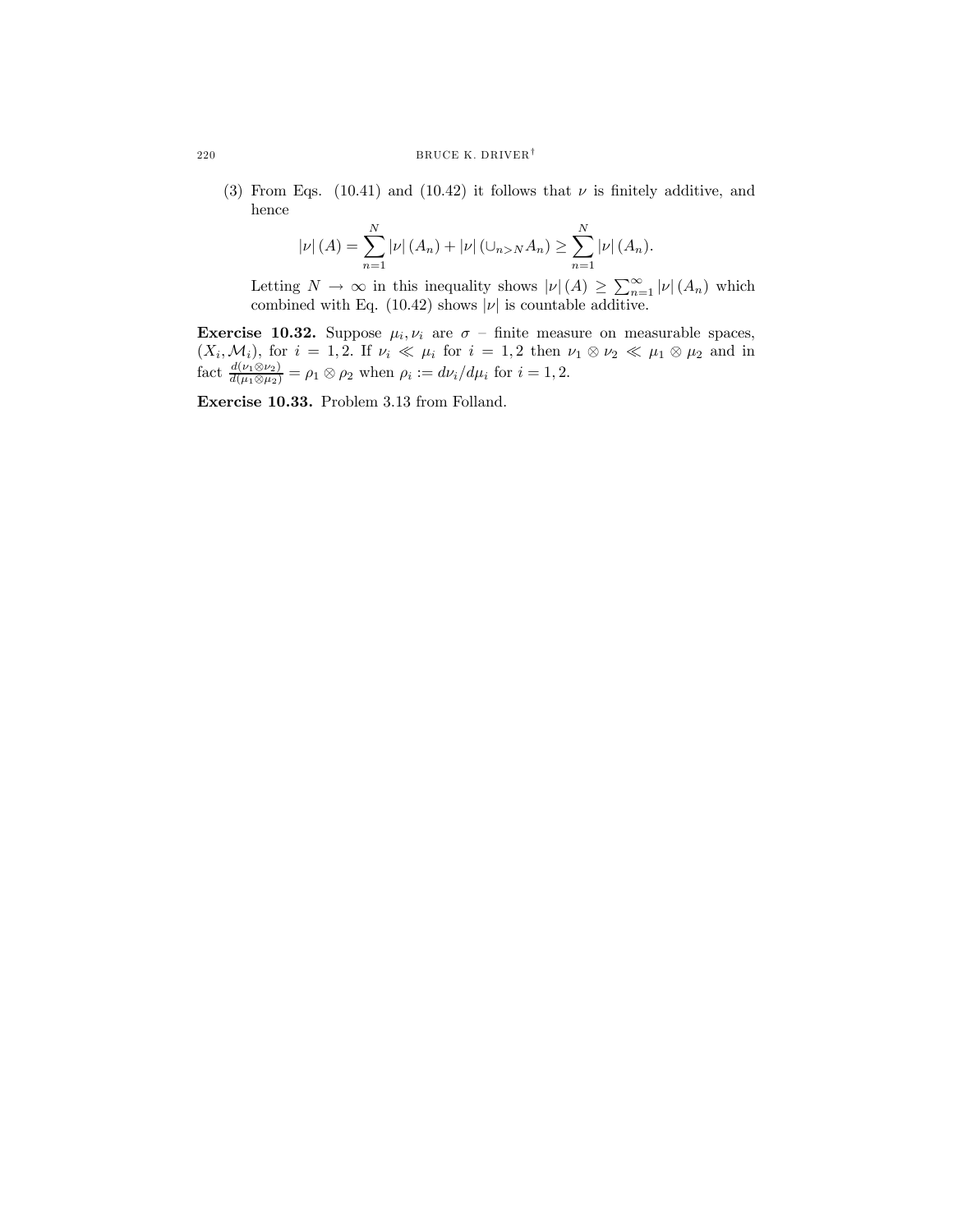(3) From Eqs. (10.41) and (10.42) it follows that $\nu$ is finitely additive, and hence

$$|\nu|(A) = \sum_{n=1}^{N} |\nu|(A_n) + |\nu|(\cup_{n>N} A_n) \geq \sum_{n=1}^{N} |\nu|(A_n).$$

Letting $N \to \infty$ in this inequality shows $|\nu|(A) \geq \sum_{n=1}^{\infty} |\nu|(A_n)$ which combined with Eq. (10.42) shows $|\nu|$ is countable additive.

**Exercise 10.32.** Suppose $\mu_i, \nu_i$ are $\sigma$ – finite measure on measurable spaces, $(X_i, \mathcal{M}_i)$, for $i = 1, 2$. If $\nu_i \ll \mu_i$ for $i = 1, 2$ then $\nu_1 \otimes \nu_2 \ll \mu_1 \otimes \mu_2$ and in fact $\frac{d(\nu_1 \otimes \nu_2)}{d(\mu_1 \otimes \mu_2)} = \rho_1 \otimes \rho_2$ when $\rho_i := d\nu_i/d\mu_i$ for $i = 1, 2$.

**Exercise 10.33.** Problem 3.13 from Folland.